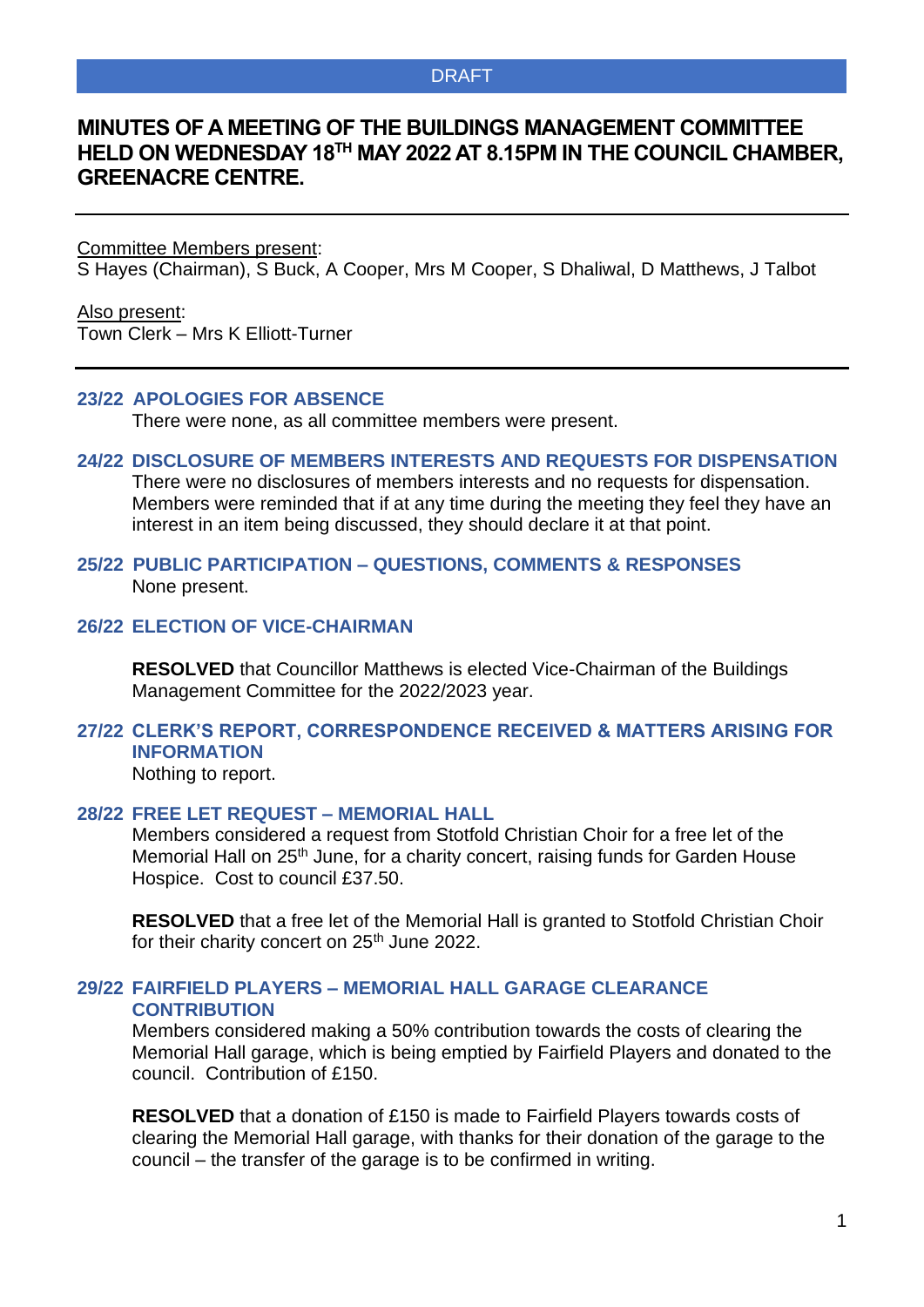DRAFT

# MINUTES OF A MEETING OF THE BUILDINGS MANAGEMENT COMMITTEE HELD ON WEDNESDAY 18TH MAY 2022 AT 8.15PM IN THE COUNCIL CHAMBER, GREENACRE CENTRE.

---

Committee Members present:
S Hayes (Chairman), S Buck, A Cooper, Mrs M Cooper, S Dhaliwal, D Matthews, J Talbot

Also present:
Town Clerk – Mrs K Elliott-Turner

---

## 23/22 APOLOGIES FOR ABSENCE

There were none, as all committee members were present.

## 24/22 DISCLOSURE OF MEMBERS INTERESTS AND REQUESTS FOR DISPENSATION

There were no disclosures of members interests and no requests for dispensation. Members were reminded that if at any time during the meeting they feel they have an interest in an item being discussed, they should declare it at that point.

## 25/22 PUBLIC PARTICIPATION – QUESTIONS, COMMENTS & RESPONSES

None present.

## 26/22 ELECTION OF VICE-CHAIRMAN

**RESOLVED** that Councillor Matthews is elected Vice-Chairman of the Buildings Management Committee for the 2022/2023 year.

## 27/22 CLERK'S REPORT, CORRESPONDENCE RECEIVED & MATTERS ARISING FOR INFORMATION

Nothing to report.

## 28/22 FREE LET REQUEST – MEMORIAL HALL

Members considered a request from Stotfold Christian Choir for a free let of the Memorial Hall on 25th June, for a charity concert, raising funds for Garden House Hospice. Cost to council £37.50.

**RESOLVED** that a free let of the Memorial Hall is granted to Stotfold Christian Choir for their charity concert on 25th June 2022.

## 29/22 FAIRFIELD PLAYERS – MEMORIAL HALL GARAGE CLEARANCE CONTRIBUTION

Members considered making a 50% contribution towards the costs of clearing the Memorial Hall garage, which is being emptied by Fairfield Players and donated to the council. Contribution of £150.

**RESOLVED** that a donation of £150 is made to Fairfield Players towards costs of clearing the Memorial Hall garage, with thanks for their donation of the garage to the council – the transfer of the garage is to be confirmed in writing.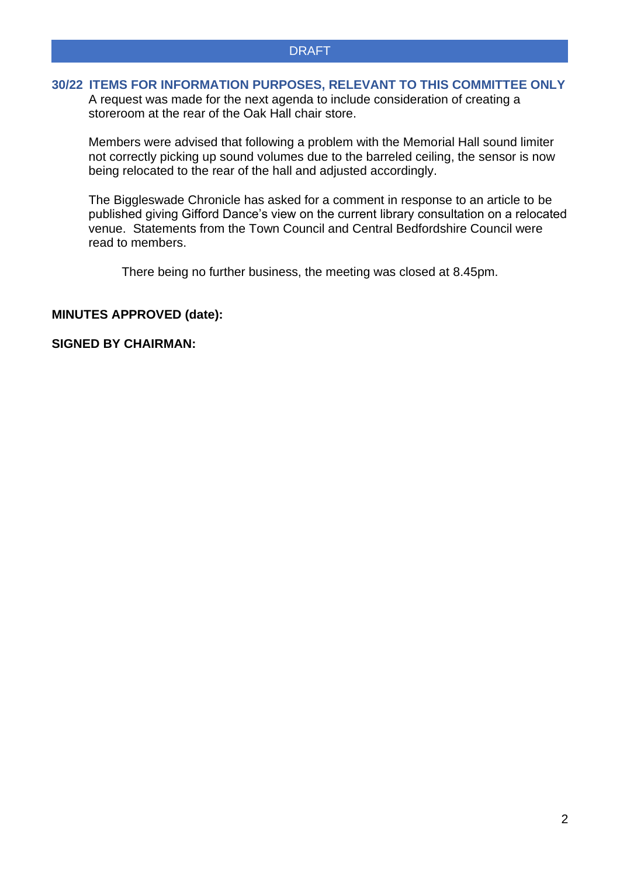DRAFT

### 30/22 ITEMS FOR INFORMATION PURPOSES, RELEVANT TO THIS COMMITTEE ONLY

A request was made for the next agenda to include consideration of creating a storeroom at the rear of the Oak Hall chair store.

Members were advised that following a problem with the Memorial Hall sound limiter not correctly picking up sound volumes due to the barreled ceiling, the sensor is now being relocated to the rear of the hall and adjusted accordingly.

The Biggleswade Chronicle has asked for a comment in response to an article to be published giving Gifford Dance's view on the current library consultation on a relocated venue. Statements from the Town Council and Central Bedfordshire Council were read to members.

There being no further business, the meeting was closed at 8.45pm.

**MINUTES APPROVED (date):**

**SIGNED BY CHAIRMAN:**